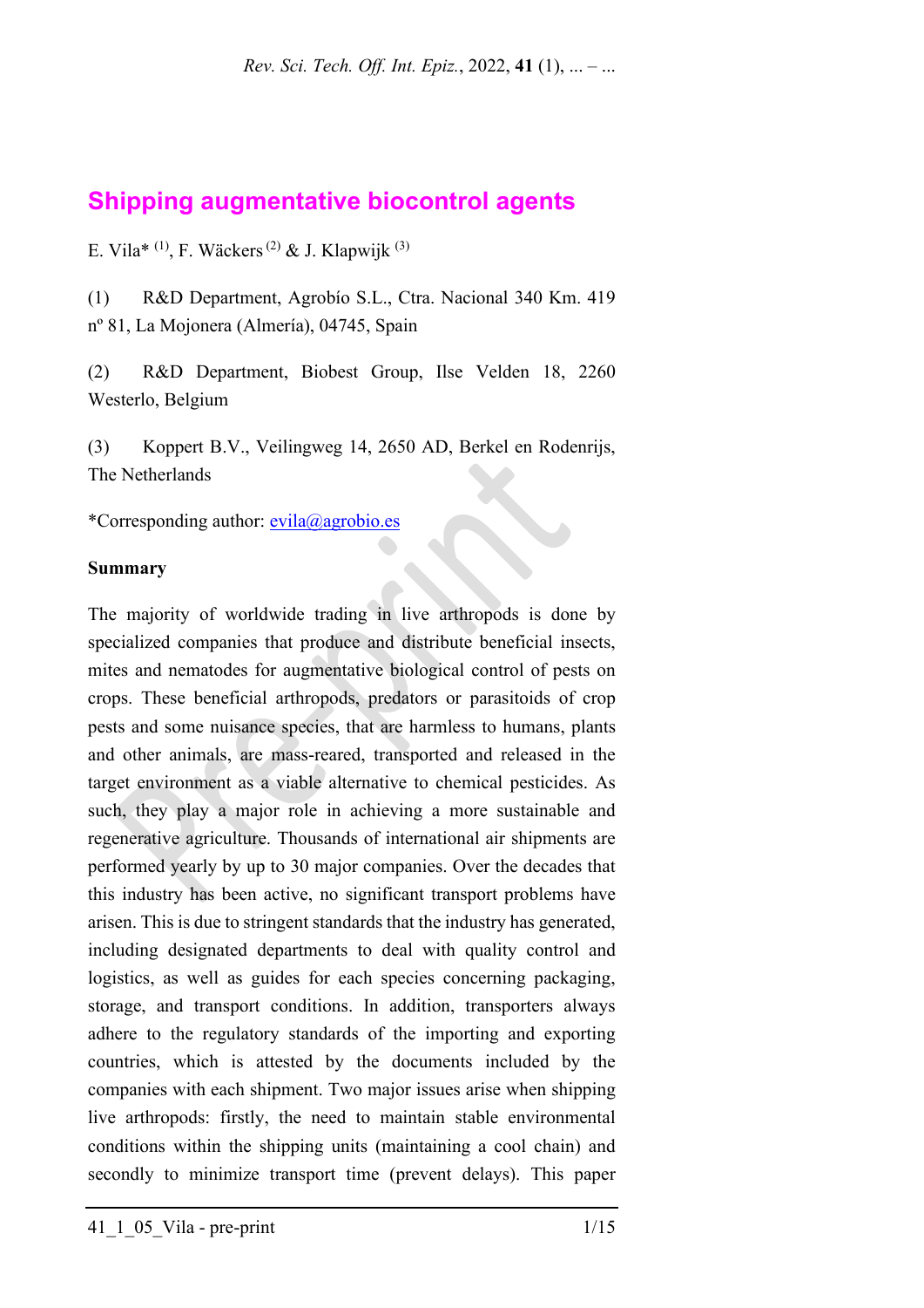# Shipping augmentative biocontrol agents

E. Vila* [1], F. Wäckers [2] & J. Klapwijk [3]

(1) R&D Department, Agrobío S.L., Ctra. Nacional 340 Km. 419 nº 81, La Mojonera (Almería), 04745, Spain

(2) R&D Department, Biobest Group, Ilse Velden 18, 2260 Westerlo, Belgium

(3) Koppert B.V., Veilingweg 14, 2650 AD, Berkel en Rodenrijs, The Netherlands

*Corresponding author: evila@agrobio.es

**Summary**

The majority of worldwide trading in live arthropods is done by specialized companies that produce and distribute beneficial insects, mites and nematodes for augmentative biological control of pests on crops. These beneficial arthropods, predators or parasitoids of crop pests and some nuisance species, that are harmless to humans, plants and other animals, are mass-reared, transported and released in the target environment as a viable alternative to chemical pesticides. As such, they play a major role in achieving a more sustainable and regenerative agriculture. Thousands of international air shipments are performed yearly by up to 30 major companies. Over the decades that this industry has been active, no significant transport problems have arisen. This is due to stringent standards that the industry has generated, including designated departments to deal with quality control and logistics, as well as guides for each species concerning packaging, storage, and transport conditions. In addition, transporters always adhere to the regulatory standards of the importing and exporting countries, which is attested by the documents included by the companies with each shipment. Two major issues arise when shipping live arthropods: firstly, the need to maintain stable environmental conditions within the shipping units (maintaining a cool chain) and secondly to minimize transport time (prevent delays). This paper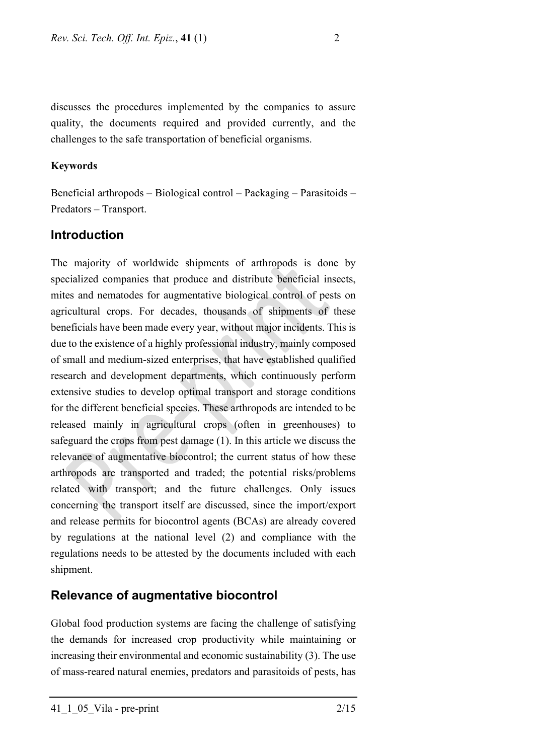discusses the procedures implemented by the companies to assure quality, the documents required and provided currently, and the challenges to the safe transportation of beneficial organisms.

**Keywords**

Beneficial arthropods – Biological control – Packaging – Parasitoids – Predators – Transport.

## Introduction

The majority of worldwide shipments of arthropods is done by specialized companies that produce and distribute beneficial insects, mites and nematodes for augmentative biological control of pests on agricultural crops. For decades, thousands of shipments of these beneficials have been made every year, without major incidents. This is due to the existence of a highly professional industry, mainly composed of small and medium-sized enterprises, that have established qualified research and development departments, which continuously perform extensive studies to develop optimal transport and storage conditions for the different beneficial species. These arthropods are intended to be released mainly in agricultural crops (often in greenhouses) to safeguard the crops from pest damage (1). In this article we discuss the relevance of augmentative biocontrol; the current status of how these arthropods are transported and traded; the potential risks/problems related with transport; and the future challenges. Only issues concerning the transport itself are discussed, since the import/export and release permits for biocontrol agents (BCAs) are already covered by regulations at the national level (2) and compliance with the regulations needs to be attested by the documents included with each shipment.

## Relevance of augmentative biocontrol

Global food production systems are facing the challenge of satisfying the demands for increased crop productivity while maintaining or increasing their environmental and economic sustainability (3). The use of mass-reared natural enemies, predators and parasitoids of pests, has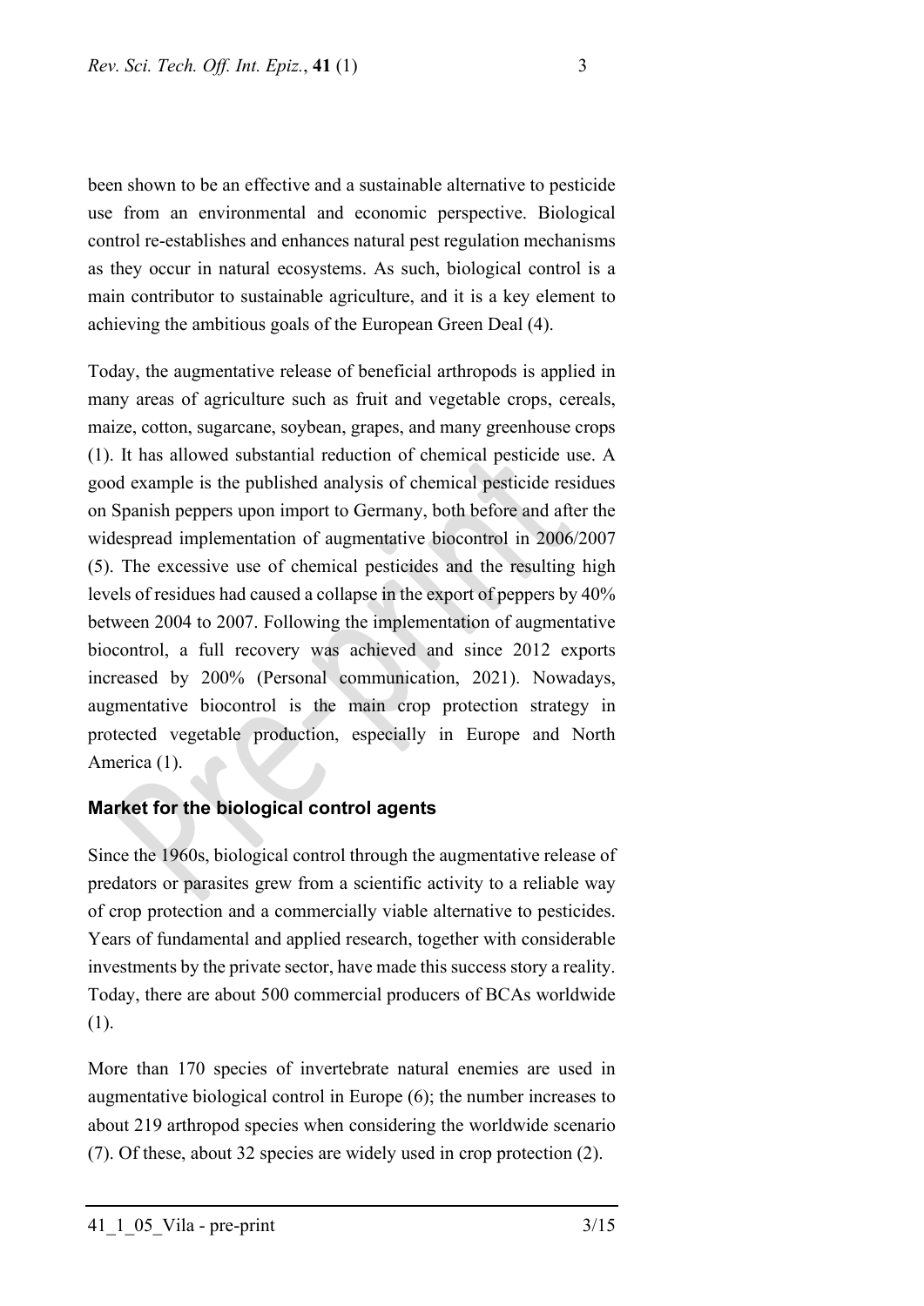been shown to be an effective and a sustainable alternative to pesticide use from an environmental and economic perspective. Biological control re-establishes and enhances natural pest regulation mechanisms as they occur in natural ecosystems. As such, biological control is a main contributor to sustainable agriculture, and it is a key element to achieving the ambitious goals of the European Green Deal (4).

Today, the augmentative release of beneficial arthropods is applied in many areas of agriculture such as fruit and vegetable crops, cereals, maize, cotton, sugarcane, soybean, grapes, and many greenhouse crops (1). It has allowed substantial reduction of chemical pesticide use. A good example is the published analysis of chemical pesticide residues on Spanish peppers upon import to Germany, both before and after the widespread implementation of augmentative biocontrol in 2006/2007 (5). The excessive use of chemical pesticides and the resulting high levels of residues had caused a collapse in the export of peppers by 40% between 2004 to 2007. Following the implementation of augmentative biocontrol, a full recovery was achieved and since 2012 exports increased by 200% (Personal communication, 2021). Nowadays, augmentative biocontrol is the main crop protection strategy in protected vegetable production, especially in Europe and North America (1).

## Market for the biological control agents

Since the 1960s, biological control through the augmentative release of predators or parasites grew from a scientific activity to a reliable way of crop protection and a commercially viable alternative to pesticides. Years of fundamental and applied research, together with considerable investments by the private sector, have made this success story a reality. Today, there are about 500 commercial producers of BCAs worldwide (1).

More than 170 species of invertebrate natural enemies are used in augmentative biological control in Europe (6); the number increases to about 219 arthropod species when considering the worldwide scenario (7). Of these, about 32 species are widely used in crop protection (2).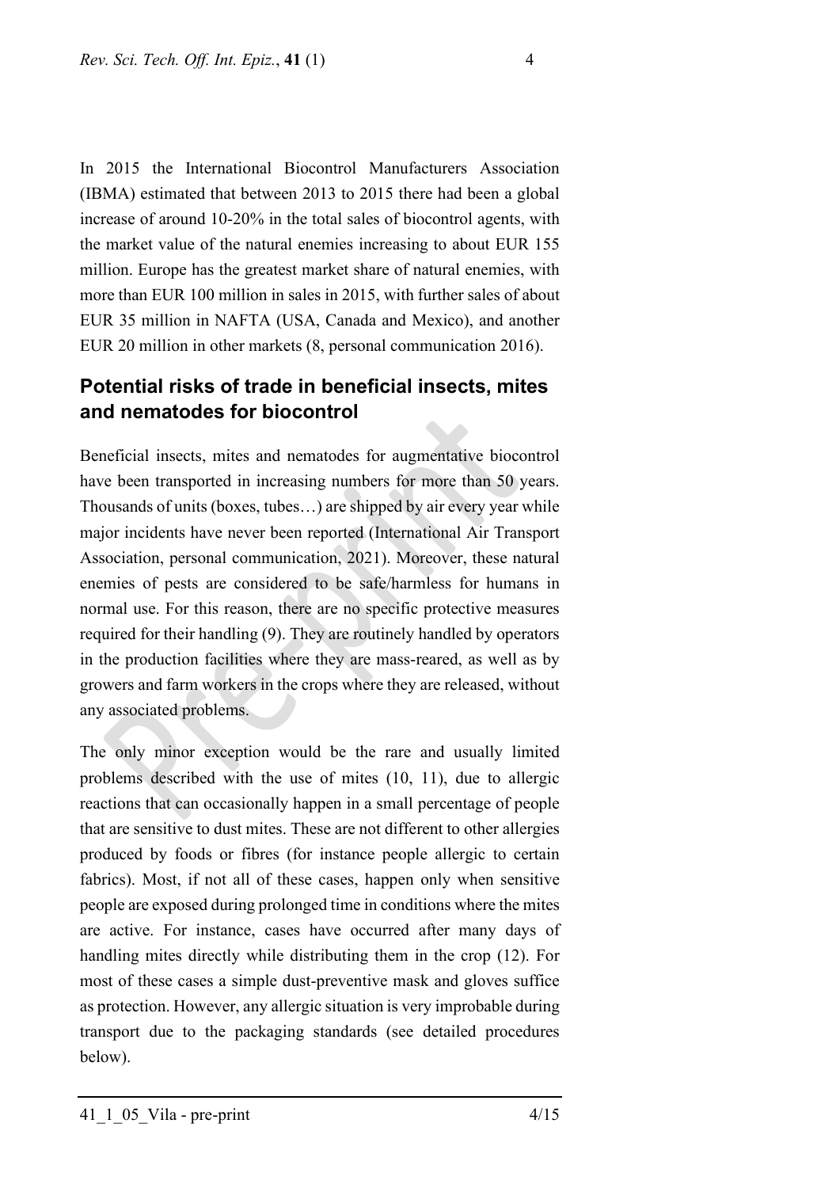In 2015 the International Biocontrol Manufacturers Association (IBMA) estimated that between 2013 to 2015 there had been a global increase of around 10-20% in the total sales of biocontrol agents, with the market value of the natural enemies increasing to about EUR 155 million. Europe has the greatest market share of natural enemies, with more than EUR 100 million in sales in 2015, with further sales of about EUR 35 million in NAFTA (USA, Canada and Mexico), and another EUR 20 million in other markets (8, personal communication 2016).

## Potential risks of trade in beneficial insects, mites and nematodes for biocontrol

Beneficial insects, mites and nematodes for augmentative biocontrol have been transported in increasing numbers for more than 50 years. Thousands of units (boxes, tubes…) are shipped by air every year while major incidents have never been reported (International Air Transport Association, personal communication, 2021). Moreover, these natural enemies of pests are considered to be safe/harmless for humans in normal use. For this reason, there are no specific protective measures required for their handling (9). They are routinely handled by operators in the production facilities where they are mass-reared, as well as by growers and farm workers in the crops where they are released, without any associated problems.

The only minor exception would be the rare and usually limited problems described with the use of mites (10, 11), due to allergic reactions that can occasionally happen in a small percentage of people that are sensitive to dust mites. These are not different to other allergies produced by foods or fibres (for instance people allergic to certain fabrics). Most, if not all of these cases, happen only when sensitive people are exposed during prolonged time in conditions where the mites are active. For instance, cases have occurred after many days of handling mites directly while distributing them in the crop (12). For most of these cases a simple dust-preventive mask and gloves suffice as protection. However, any allergic situation is very improbable during transport due to the packaging standards (see detailed procedures below).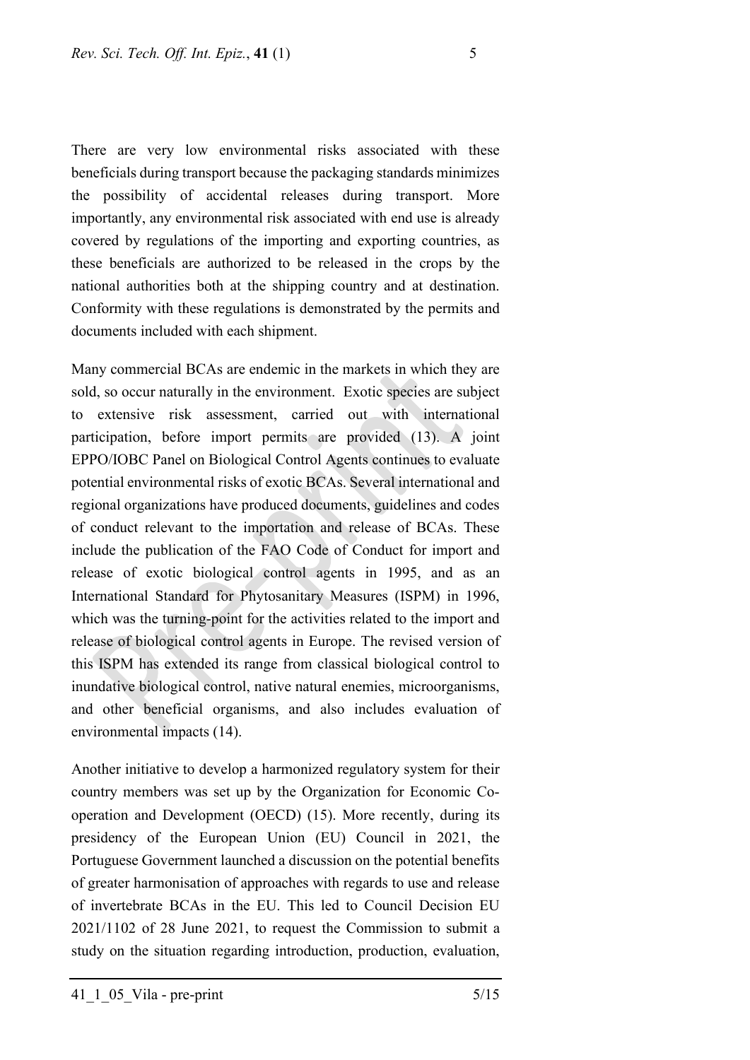There are very low environmental risks associated with these beneficials during transport because the packaging standards minimizes the possibility of accidental releases during transport. More importantly, any environmental risk associated with end use is already covered by regulations of the importing and exporting countries, as these beneficials are authorized to be released in the crops by the national authorities both at the shipping country and at destination. Conformity with these regulations is demonstrated by the permits and documents included with each shipment.

Many commercial BCAs are endemic in the markets in which they are sold, so occur naturally in the environment. Exotic species are subject to extensive risk assessment, carried out with international participation, before import permits are provided (13). A joint EPPO/IOBC Panel on Biological Control Agents continues to evaluate potential environmental risks of exotic BCAs. Several international and regional organizations have produced documents, guidelines and codes of conduct relevant to the importation and release of BCAs. These include the publication of the FAO Code of Conduct for import and release of exotic biological control agents in 1995, and as an International Standard for Phytosanitary Measures (ISPM) in 1996, which was the turning-point for the activities related to the import and release of biological control agents in Europe. The revised version of this ISPM has extended its range from classical biological control to inundative biological control, native natural enemies, microorganisms, and other beneficial organisms, and also includes evaluation of environmental impacts (14).

Another initiative to develop a harmonized regulatory system for their country members was set up by the Organization for Economic Co-operation and Development (OECD) (15). More recently, during its presidency of the European Union (EU) Council in 2021, the Portuguese Government launched a discussion on the potential benefits of greater harmonisation of approaches with regards to use and release of invertebrate BCAs in the EU. This led to Council Decision EU 2021/1102 of 28 June 2021, to request the Commission to submit a study on the situation regarding introduction, production, evaluation,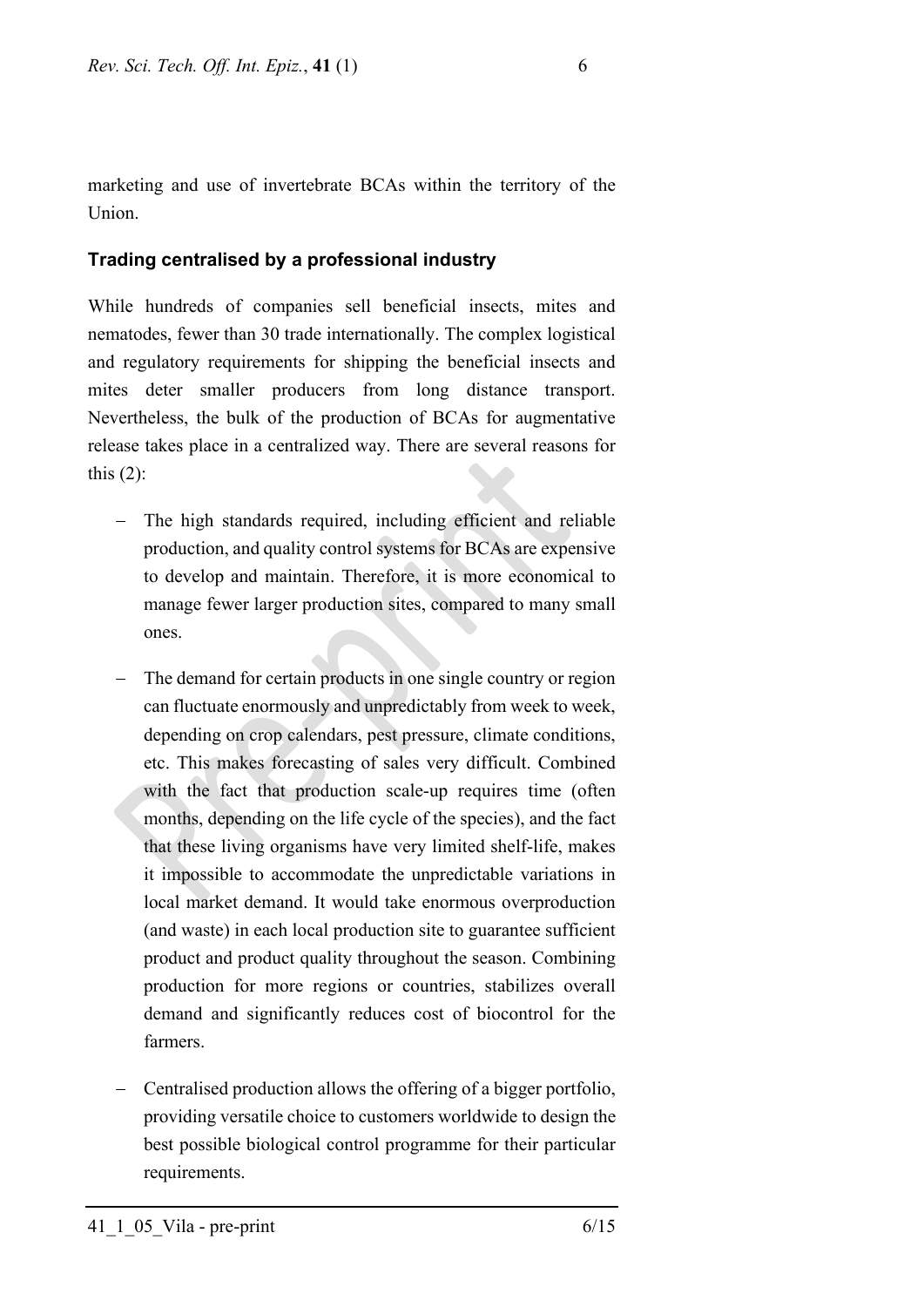marketing and use of invertebrate BCAs within the territory of the Union.

### Trading centralised by a professional industry

While hundreds of companies sell beneficial insects, mites and nematodes, fewer than 30 trade internationally. The complex logistical and regulatory requirements for shipping the beneficial insects and mites deter smaller producers from long distance transport. Nevertheless, the bulk of the production of BCAs for augmentative release takes place in a centralized way. There are several reasons for this (2):

- The high standards required, including efficient and reliable production, and quality control systems for BCAs are expensive to develop and maintain. Therefore, it is more economical to manage fewer larger production sites, compared to many small ones.

- The demand for certain products in one single country or region can fluctuate enormously and unpredictably from week to week, depending on crop calendars, pest pressure, climate conditions, etc. This makes forecasting of sales very difficult. Combined with the fact that production scale-up requires time (often months, depending on the life cycle of the species), and the fact that these living organisms have very limited shelf-life, makes it impossible to accommodate the unpredictable variations in local market demand. It would take enormous overproduction (and waste) in each local production site to guarantee sufficient product and product quality throughout the season. Combining production for more regions or countries, stabilizes overall demand and significantly reduces cost of biocontrol for the farmers.

- Centralised production allows the offering of a bigger portfolio, providing versatile choice to customers worldwide to design the best possible biological control programme for their particular requirements.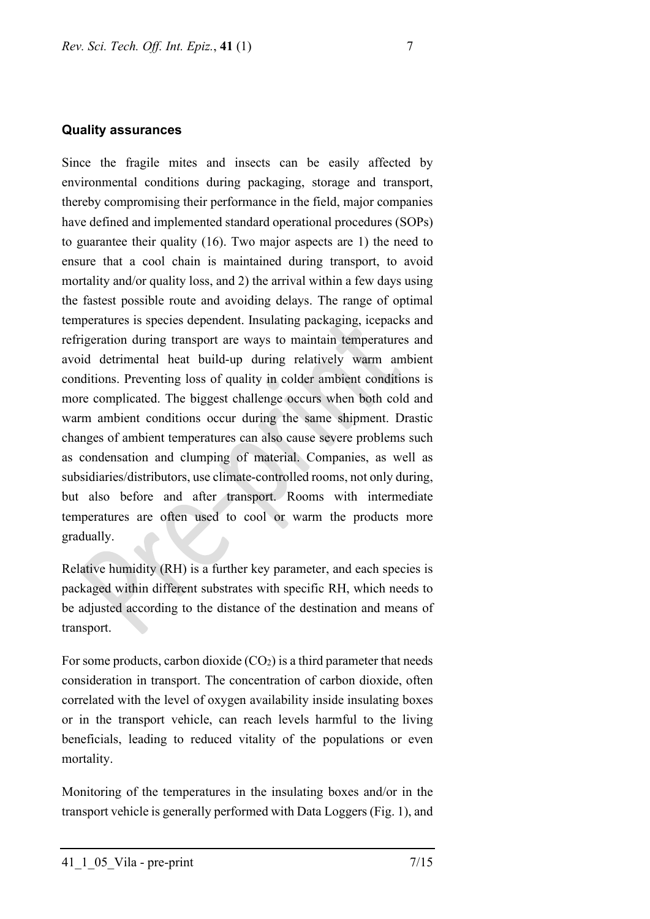### Quality assurances

Since the fragile mites and insects can be easily affected by environmental conditions during packaging, storage and transport, thereby compromising their performance in the field, major companies have defined and implemented standard operational procedures (SOPs) to guarantee their quality (16). Two major aspects are 1) the need to ensure that a cool chain is maintained during transport, to avoid mortality and/or quality loss, and 2) the arrival within a few days using the fastest possible route and avoiding delays. The range of optimal temperatures is species dependent. Insulating packaging, icepacks and refrigeration during transport are ways to maintain temperatures and avoid detrimental heat build-up during relatively warm ambient conditions. Preventing loss of quality in colder ambient conditions is more complicated. The biggest challenge occurs when both cold and warm ambient conditions occur during the same shipment. Drastic changes of ambient temperatures can also cause severe problems such as condensation and clumping of material. Companies, as well as subsidiaries/distributors, use climate-controlled rooms, not only during, but also before and after transport. Rooms with intermediate temperatures are often used to cool or warm the products more gradually.

Relative humidity (RH) is a further key parameter, and each species is packaged within different substrates with specific RH, which needs to be adjusted according to the distance of the destination and means of transport.

For some products, carbon dioxide ($CO_2$) is a third parameter that needs consideration in transport. The concentration of carbon dioxide, often correlated with the level of oxygen availability inside insulating boxes or in the transport vehicle, can reach levels harmful to the living beneficials, leading to reduced vitality of the populations or even mortality.

Monitoring of the temperatures in the insulating boxes and/or in the transport vehicle is generally performed with Data Loggers (Fig. 1), and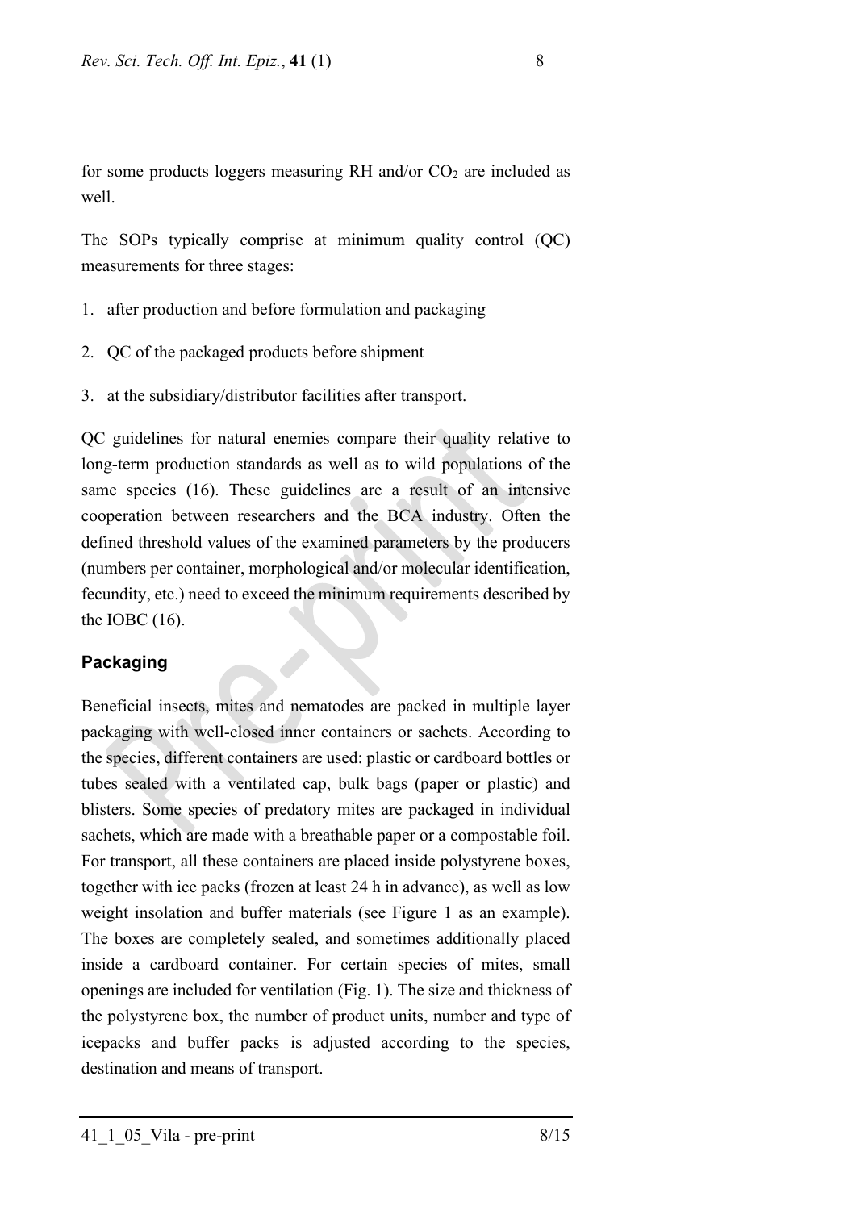for some products loggers measuring RH and/or $CO_2$ are included as well.

The SOPs typically comprise at minimum quality control (QC) measurements for three stages:

1. after production and before formulation and packaging
2. QC of the packaged products before shipment
3. at the subsidiary/distributor facilities after transport.

QC guidelines for natural enemies compare their quality relative to long-term production standards as well as to wild populations of the same species (16). These guidelines are a result of an intensive cooperation between researchers and the BCA industry. Often the defined threshold values of the examined parameters by the producers (numbers per container, morphological and/or molecular identification, fecundity, etc.) need to exceed the minimum requirements described by the IOBC (16).

## Packaging

Beneficial insects, mites and nematodes are packed in multiple layer packaging with well-closed inner containers or sachets. According to the species, different containers are used: plastic or cardboard bottles or tubes sealed with a ventilated cap, bulk bags (paper or plastic) and blisters. Some species of predatory mites are packaged in individual sachets, which are made with a breathable paper or a compostable foil. For transport, all these containers are placed inside polystyrene boxes, together with ice packs (frozen at least 24 h in advance), as well as low weight insolation and buffer materials (see Figure 1 as an example). The boxes are completely sealed, and sometimes additionally placed inside a cardboard container. For certain species of mites, small openings are included for ventilation (Fig. 1). The size and thickness of the polystyrene box, the number of product units, number and type of icepacks and buffer packs is adjusted according to the species, destination and means of transport.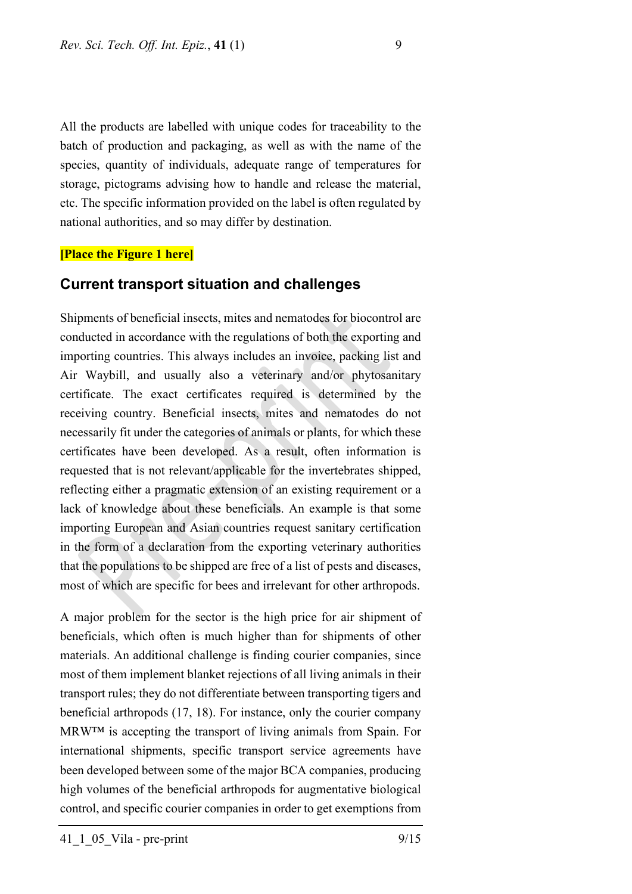All the products are labelled with unique codes for traceability to the batch of production and packaging, as well as with the name of the species, quantity of individuals, adequate range of temperatures for storage, pictograms advising how to handle and release the material, etc. The specific information provided on the label is often regulated by national authorities, and so may differ by destination.

**[Place the Figure 1 here]**

## Current transport situation and challenges

Shipments of beneficial insects, mites and nematodes for biocontrol are conducted in accordance with the regulations of both the exporting and importing countries. This always includes an invoice, packing list and Air Waybill, and usually also a veterinary and/or phytosanitary certificate. The exact certificates required is determined by the receiving country. Beneficial insects, mites and nematodes do not necessarily fit under the categories of animals or plants, for which these certificates have been developed. As a result, often information is requested that is not relevant/applicable for the invertebrates shipped, reflecting either a pragmatic extension of an existing requirement or a lack of knowledge about these beneficials. An example is that some importing European and Asian countries request sanitary certification in the form of a declaration from the exporting veterinary authorities that the populations to be shipped are free of a list of pests and diseases, most of which are specific for bees and irrelevant for other arthropods.

A major problem for the sector is the high price for air shipment of beneficials, which often is much higher than for shipments of other materials. An additional challenge is finding courier companies, since most of them implement blanket rejections of all living animals in their transport rules; they do not differentiate between transporting tigers and beneficial arthropods (17, 18). For instance, only the courier company MRW™ is accepting the transport of living animals from Spain. For international shipments, specific transport service agreements have been developed between some of the major BCA companies, producing high volumes of the beneficial arthropods for augmentative biological control, and specific courier companies in order to get exemptions from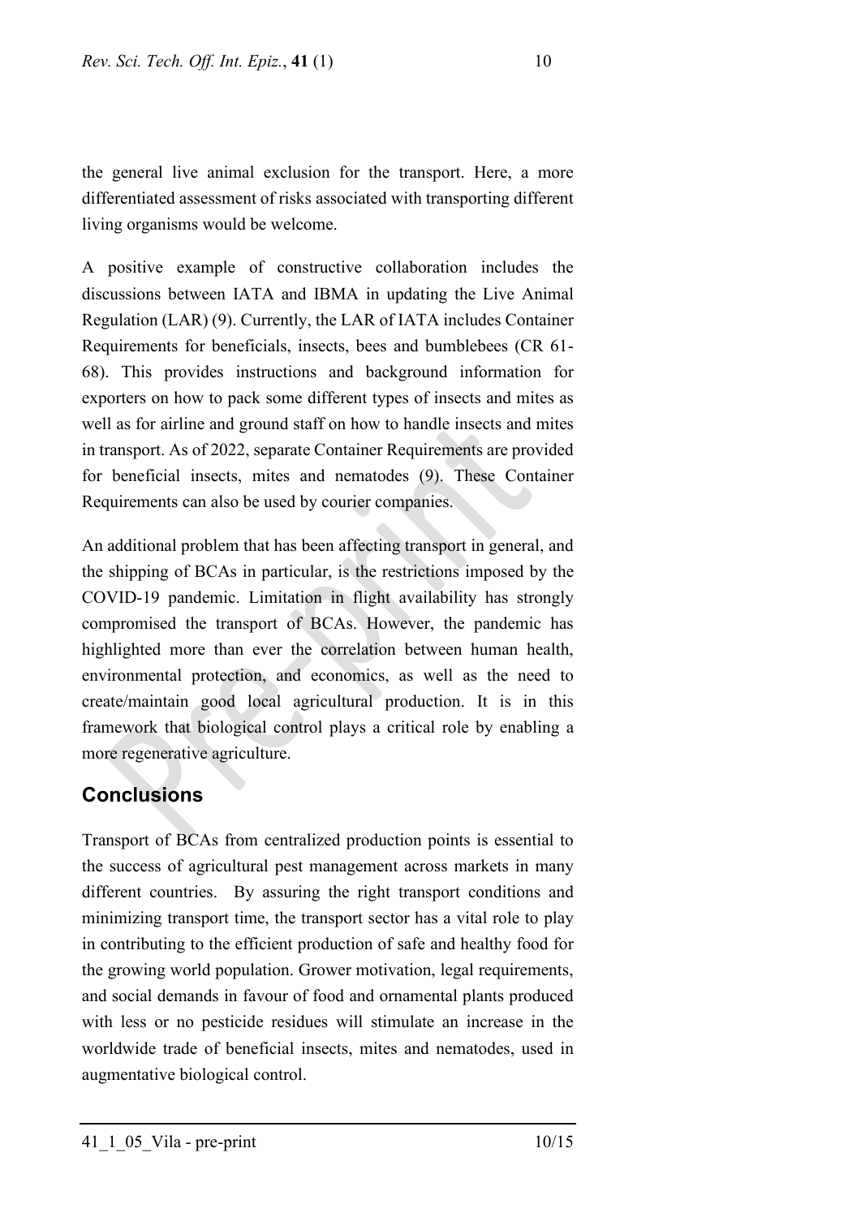the general live animal exclusion for the transport. Here, a more differentiated assessment of risks associated with transporting different living organisms would be welcome.

A positive example of constructive collaboration includes the discussions between IATA and IBMA in updating the Live Animal Regulation (LAR) (9). Currently, the LAR of IATA includes Container Requirements for beneficials, insects, bees and bumblebees (CR 61-68). This provides instructions and background information for exporters on how to pack some different types of insects and mites as well as for airline and ground staff on how to handle insects and mites in transport. As of 2022, separate Container Requirements are provided for beneficial insects, mites and nematodes (9). These Container Requirements can also be used by courier companies.

An additional problem that has been affecting transport in general, and the shipping of BCAs in particular, is the restrictions imposed by the COVID-19 pandemic. Limitation in flight availability has strongly compromised the transport of BCAs. However, the pandemic has highlighted more than ever the correlation between human health, environmental protection, and economics, as well as the need to create/maintain good local agricultural production. It is in this framework that biological control plays a critical role by enabling a more regenerative agriculture.

## Conclusions

Transport of BCAs from centralized production points is essential to the success of agricultural pest management across markets in many different countries. By assuring the right transport conditions and minimizing transport time, the transport sector has a vital role to play in contributing to the efficient production of safe and healthy food for the growing world population. Grower motivation, legal requirements, and social demands in favour of food and ornamental plants produced with less or no pesticide residues will stimulate an increase in the worldwide trade of beneficial insects, mites and nematodes, used in augmentative biological control.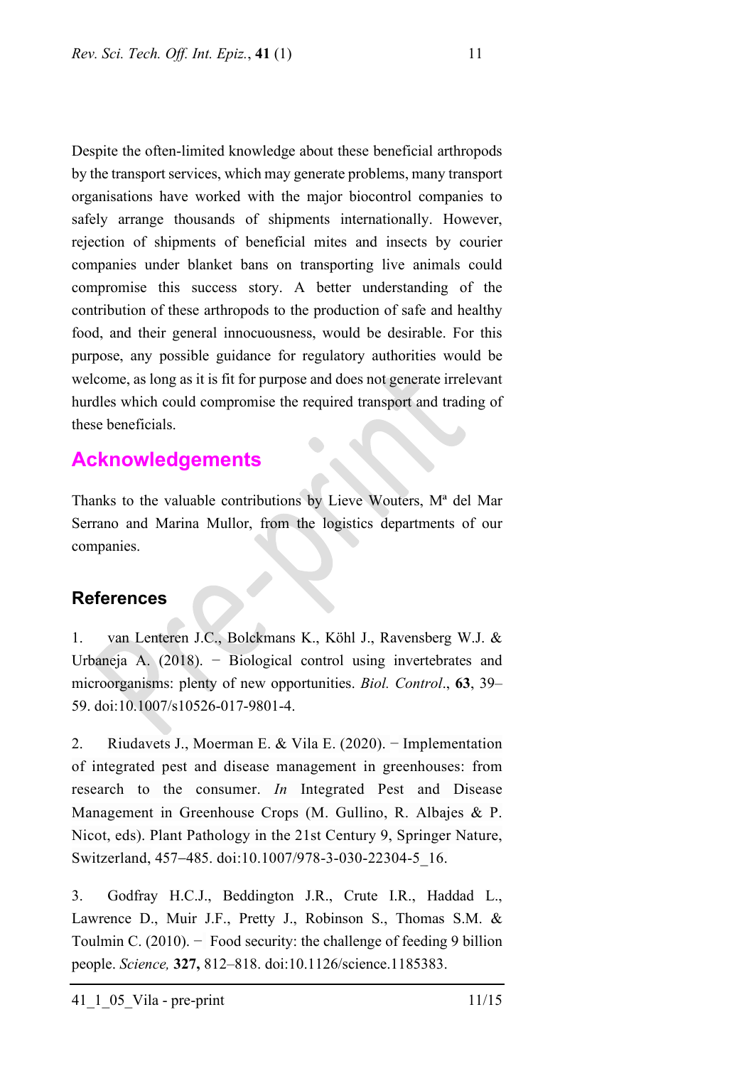Despite the often-limited knowledge about these beneficial arthropods by the transport services, which may generate problems, many transport organisations have worked with the major biocontrol companies to safely arrange thousands of shipments internationally. However, rejection of shipments of beneficial mites and insects by courier companies under blanket bans on transporting live animals could compromise this success story. A better understanding of the contribution of these arthropods to the production of safe and healthy food, and their general innocuousness, would be desirable. For this purpose, any possible guidance for regulatory authorities would be welcome, as long as it is fit for purpose and does not generate irrelevant hurdles which could compromise the required transport and trading of these beneficials.

## Acknowledgements

Thanks to the valuable contributions by Lieve Wouters, Mª del Mar Serrano and Marina Mullor, from the logistics departments of our companies.

## References

1. van Lenteren J.C., Bolckmans K., Köhl J., Ravensberg W.J. & Urbaneja A. (2018). − Biological control using invertebrates and microorganisms: plenty of new opportunities. *Biol. Control*., **63**, 39–59. doi:10.1007/s10526-017-9801-4.

2. Riudavets J., Moerman E. & Vila E. (2020). − Implementation of integrated pest and disease management in greenhouses: from research to the consumer. *In* Integrated Pest and Disease Management in Greenhouse Crops (M. Gullino, R. Albajes & P. Nicot, eds). Plant Pathology in the 21st Century 9, Springer Nature, Switzerland, 457–485. doi:10.1007/978-3-030-22304-5_16.

3. Godfray H.C.J., Beddington J.R., Crute I.R., Haddad L., Lawrence D., Muir J.F., Pretty J., Robinson S., Thomas S.M. & Toulmin C. (2010). − Food security: the challenge of feeding 9 billion people. *Science,* **327,** 812–818. doi:10.1126/science.1185383.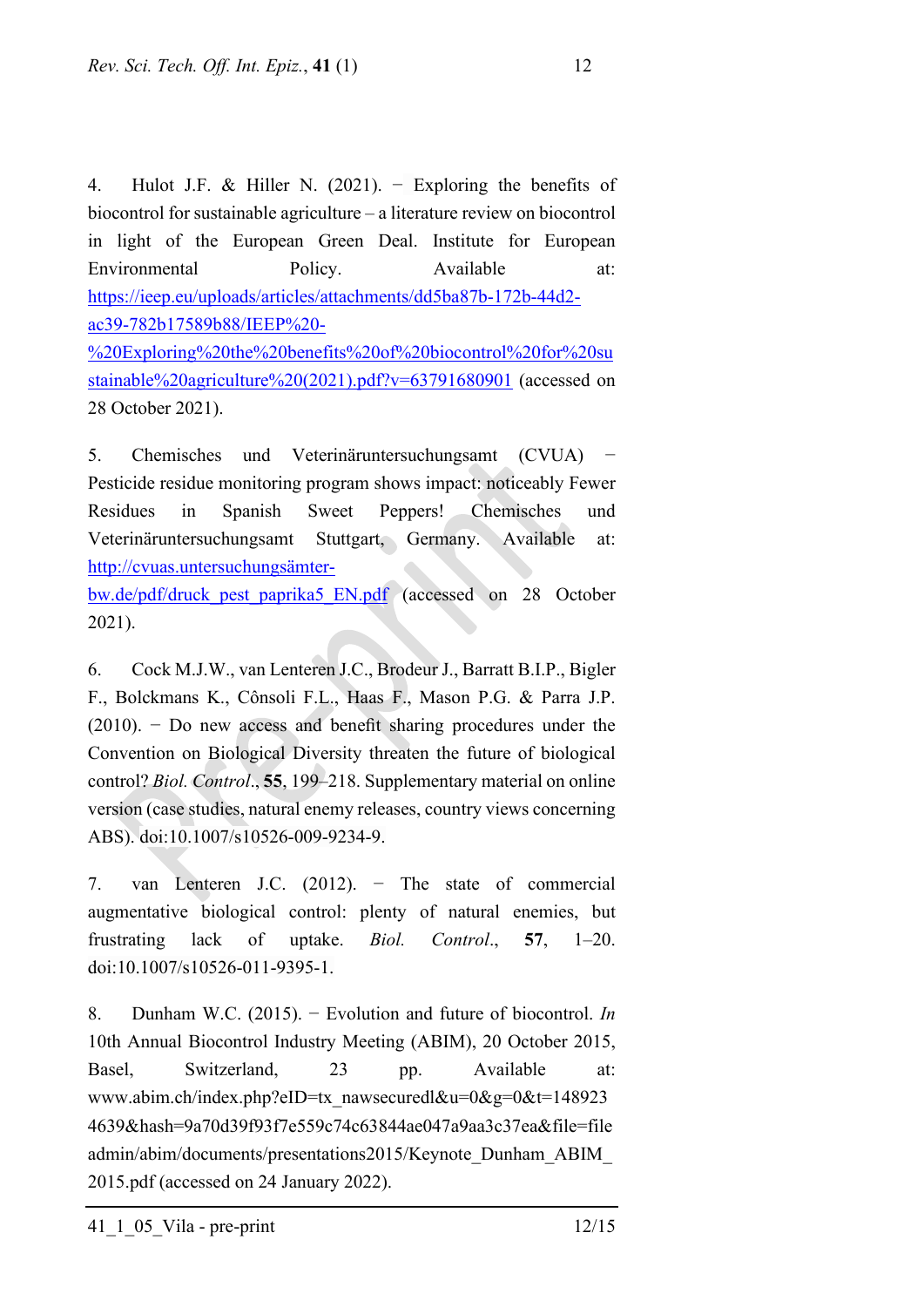4. Hulot J.F. & Hiller N. (2021). − Exploring the benefits of biocontrol for sustainable agriculture – a literature review on biocontrol in light of the European Green Deal. Institute for European Environmental Policy. Available at: https://ieep.eu/uploads/articles/attachments/dd5ba87b-172b-44d2-ac39-782b17589b88/IEEP%20-%20Exploring%20the%20benefits%20of%20biocontrol%20for%20sustainable%20agriculture%20(2021).pdf?v=63791680901 (accessed on 28 October 2021).

5. Chemisches und Veterinäruntersuchungsamt (CVUA) − Pesticide residue monitoring program shows impact: noticeably Fewer Residues in Spanish Sweet Peppers! Chemisches und Veterinäruntersuchungsamt Stuttgart, Germany. Available at: http://cvuas.untersuchungsämter-bw.de/pdf/druck_pest_paprika5_EN.pdf (accessed on 28 October 2021).

6. Cock M.J.W., van Lenteren J.C., Brodeur J., Barratt B.I.P., Bigler F., Bolckmans K., Cônsoli F.L., Haas F., Mason P.G. & Parra J.P. (2010). − Do new access and benefit sharing procedures under the Convention on Biological Diversity threaten the future of biological control? *Biol. Control*., **55**, 199–218. Supplementary material on online version (case studies, natural enemy releases, country views concerning ABS). doi:10.1007/s10526-009-9234-9.

7. van Lenteren J.C. (2012). − The state of commercial augmentative biological control: plenty of natural enemies, but frustrating lack of uptake. *Biol. Control*., **57**, 1–20. doi:10.1007/s10526-011-9395-1.

8. Dunham W.C. (2015). − Evolution and future of biocontrol. *In* 10th Annual Biocontrol Industry Meeting (ABIM), 20 October 2015, Basel, Switzerland, 23 pp. Available at: www.abim.ch/index.php?eID=tx_nawsecuredl&u=0&g=0&t=1489234639&hash=9a70d39f93f7e559c74c63844ae047a9aa3c37ea&file=fileadmin/abim/documents/presentations2015/Keynote_Dunham_ABIM_2015.pdf (accessed on 24 January 2022).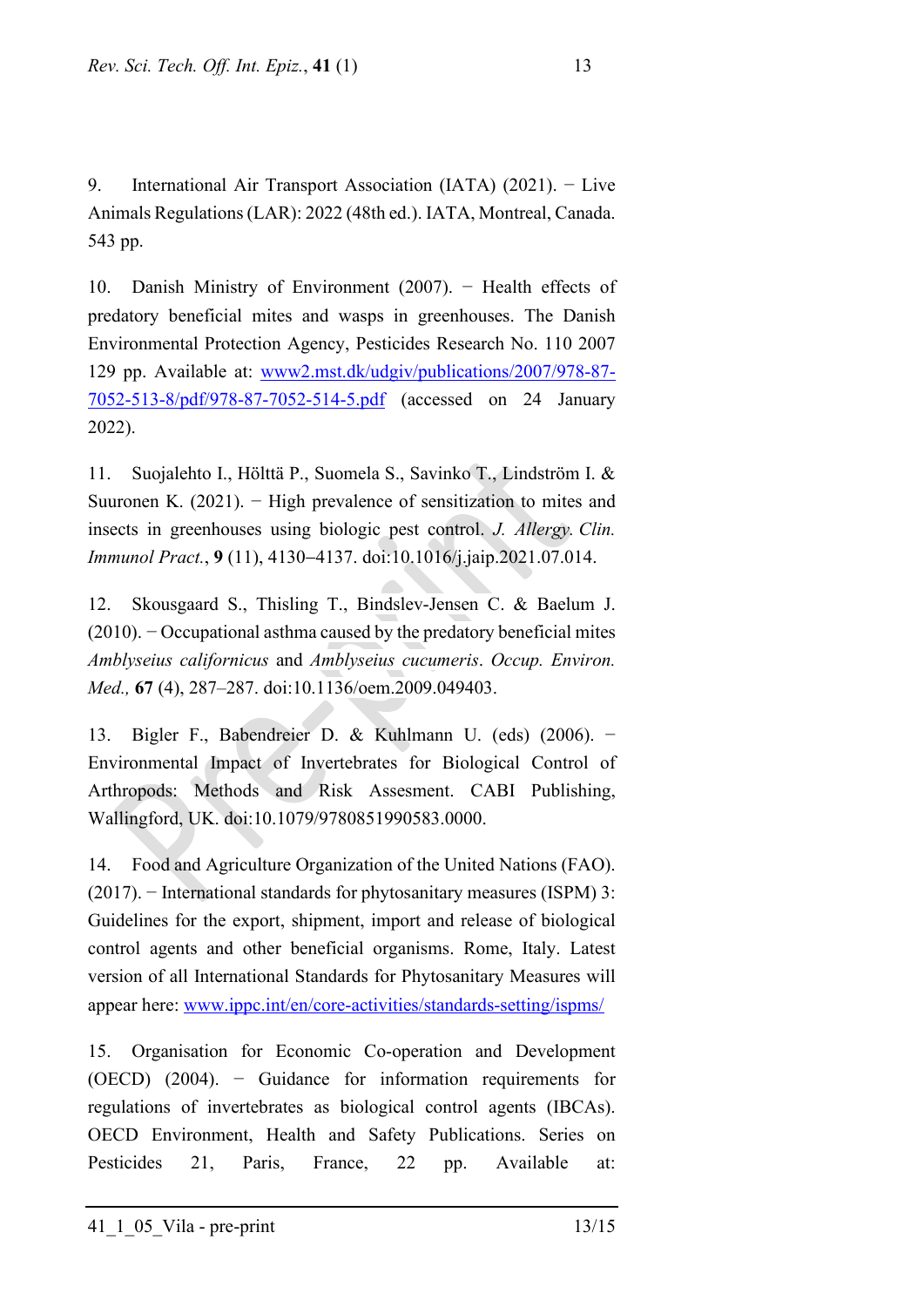9. International Air Transport Association (IATA) (2021). − Live Animals Regulations (LAR): 2022 (48th ed.). IATA, Montreal, Canada. 543 pp.

10. Danish Ministry of Environment (2007). − Health effects of predatory beneficial mites and wasps in greenhouses. The Danish Environmental Protection Agency, Pesticides Research No. 110 2007 129 pp. Available at: [www2.mst.dk/udgiv/publications/2007/978-87-7052-513-8/pdf/978-87-7052-514-5.pdf](www2.mst.dk/udgiv/publications/2007/978-87-7052-513-8/pdf/978-87-7052-514-5.pdf) (accessed on 24 January 2022).

11. Suojalehto I., Hölttä P., Suomela S., Savinko T., Lindström I. & Suuronen K. (2021). − High prevalence of sensitization to mites and insects in greenhouses using biologic pest control. *J. Allergy. Clin. Immunol Pract.*, **9** (11), 4130–4137. doi:10.1016/j.jaip.2021.07.014.

12. Skousgaard S., Thisling T., Bindslev-Jensen C. & Baelum J. (2010). − Occupational asthma caused by the predatory beneficial mites *Amblyseius californicus* and *Amblyseius cucumeris*. *Occup. Environ. Med.,* **67** (4), 287–287. doi:10.1136/oem.2009.049403.

13. Bigler F., Babendreier D. & Kuhlmann U. (eds) (2006). − Environmental Impact of Invertebrates for Biological Control of Arthropods: Methods and Risk Assesment. CABI Publishing, Wallingford, UK. doi:10.1079/9780851990583.0000.

14. Food and Agriculture Organization of the United Nations (FAO). (2017). − International standards for phytosanitary measures (ISPM) 3: Guidelines for the export, shipment, import and release of biological control agents and other beneficial organisms. Rome, Italy. Latest version of all International Standards for Phytosanitary Measures will appear here: [www.ippc.int/en/core-activities/standards-setting/ispms/](www.ippc.int/en/core-activities/standards-setting/ispms/)

15. Organisation for Economic Co-operation and Development (OECD) (2004). − Guidance for information requirements for regulations of invertebrates as biological control agents (IBCAs). OECD Environment, Health and Safety Publications. Series on Pesticides 21, Paris, France, 22 pp. Available at: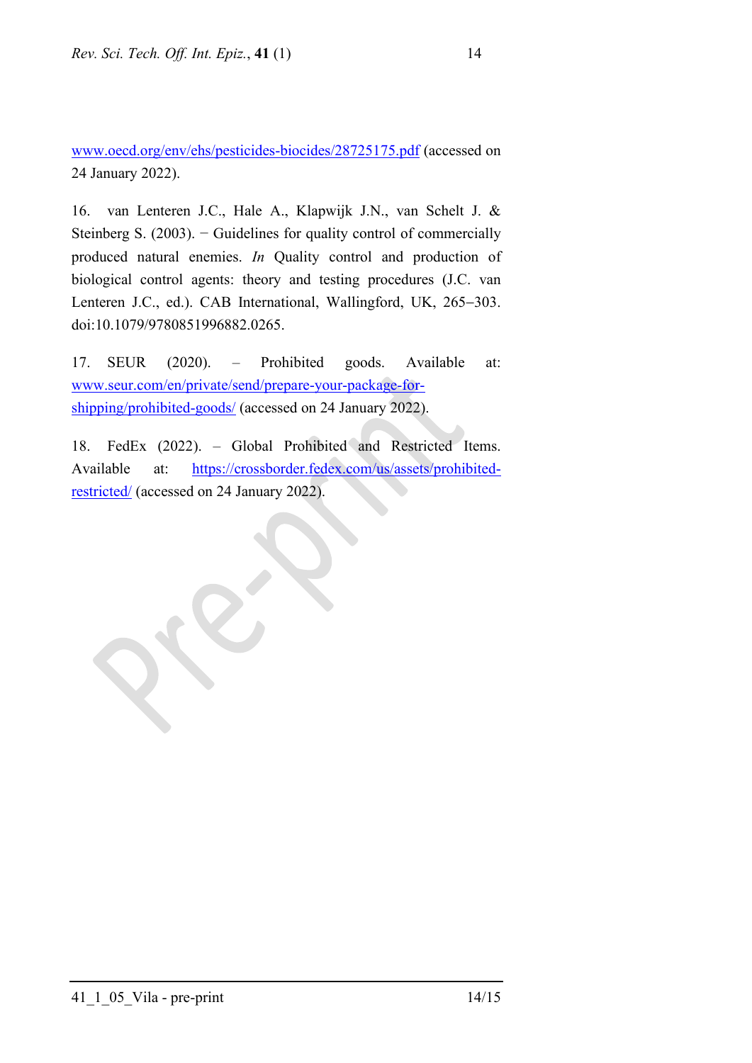www.oecd.org/env/ehs/pesticides-biocides/28725175.pdf (accessed on 24 January 2022).

16. van Lenteren J.C., Hale A., Klapwijk J.N., van Schelt J. & Steinberg S. (2003). − Guidelines for quality control of commercially produced natural enemies. *In* Quality control and production of biological control agents: theory and testing procedures (J.C. van Lenteren J.C., ed.). CAB International, Wallingford, UK, 265–303. doi:10.1079/9780851996882.0265.

17. SEUR (2020). – Prohibited goods. Available at: www.seur.com/en/private/send/prepare-your-package-for-shipping/prohibited-goods/ (accessed on 24 January 2022).

18. FedEx (2022). – Global Prohibited and Restricted Items. Available at: https://crossborder.fedex.com/us/assets/prohibited-restricted/ (accessed on 24 January 2022).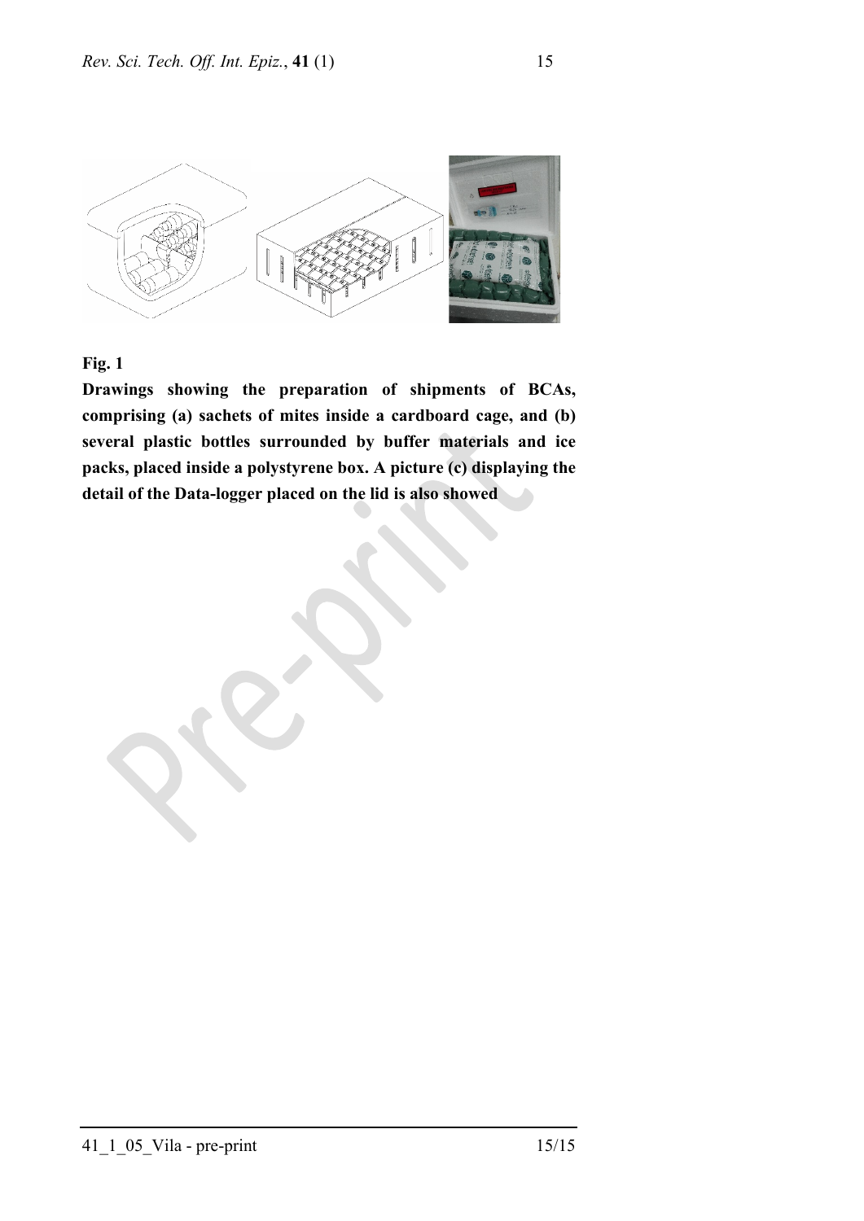**Fig. 1**

**Drawings showing the preparation of shipments of BCAs, comprising (a) sachets of mites inside a cardboard cage, and (b) several plastic bottles surrounded by buffer materials and ice packs, placed inside a polystyrene box. A picture (c) displaying the detail of the Data-logger placed on the lid is also showed**